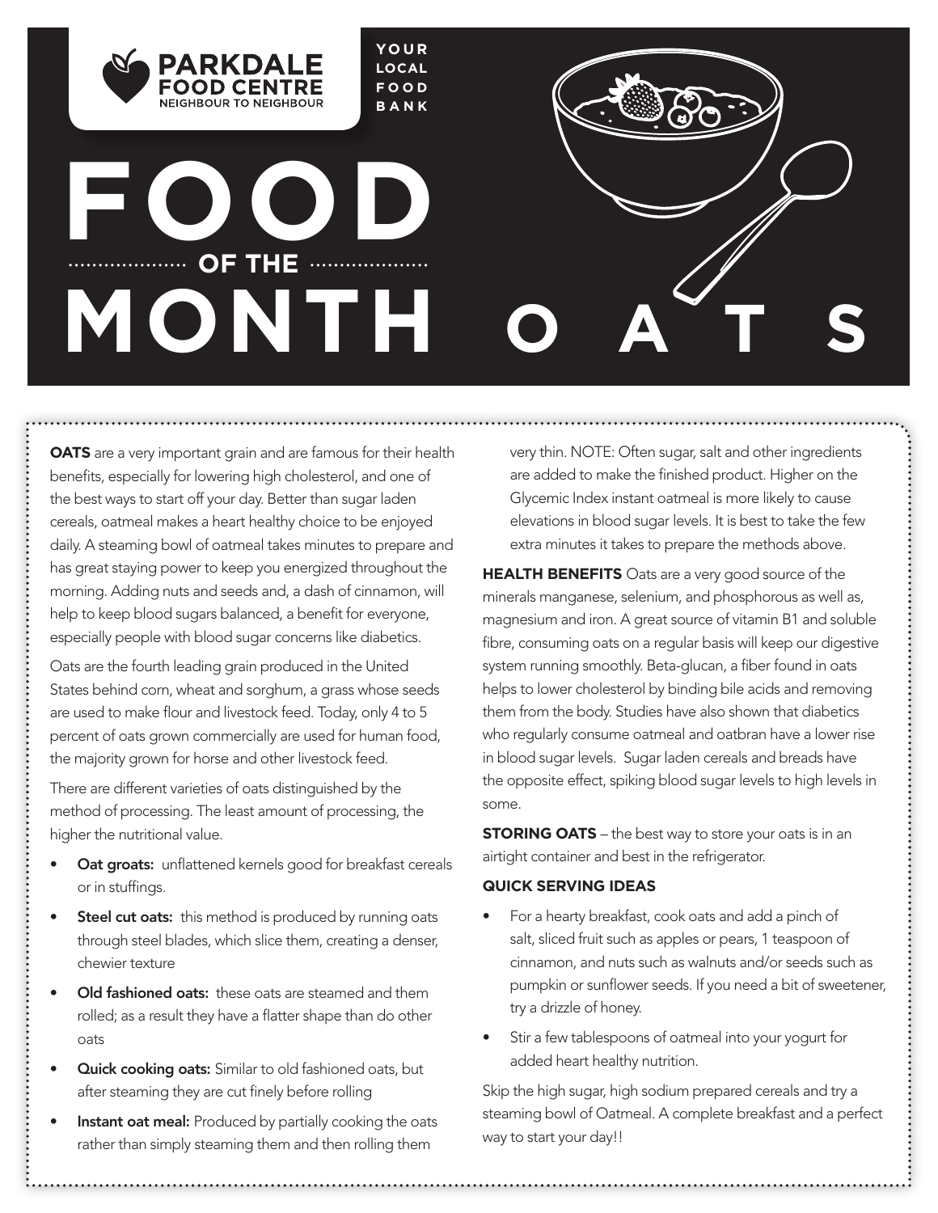PARKDALE FOOD CENTRE
NEIGHBOUR TO NEIGHBOUR

YOUR LOCAL FOOD BANK

# FOOD OF THE MONTH OATS

**OATS** are a very important grain and are famous for their health benefits, especially for lowering high cholesterol, and one of the best ways to start off your day. Better than sugar laden cereals, oatmeal makes a heart healthy choice to be enjoyed daily. A steaming bowl of oatmeal takes minutes to prepare and has great staying power to keep you energized throughout the morning. Adding nuts and seeds and, a dash of cinnamon, will help to keep blood sugars balanced, a benefit for everyone, especially people with blood sugar concerns like diabetics.

Oats are the fourth leading grain produced in the United States behind corn, wheat and sorghum, a grass whose seeds are used to make flour and livestock feed. Today, only 4 to 5 percent of oats grown commercially are used for human food, the majority grown for horse and other livestock feed.

There are different varieties of oats distinguished by the method of processing. The least amount of processing, the higher the nutritional value.

- **Oat groats:** unflattened kernels good for breakfast cereals or in stuffings.
- **Steel cut oats:** this method is produced by running oats through steel blades, which slice them, creating a denser, chewier texture
- **Old fashioned oats:** these oats are steamed and them rolled; as a result they have a flatter shape than do other oats
- **Quick cooking oats:** Similar to old fashioned oats, but after steaming they are cut finely before rolling
- **Instant oat meal:** Produced by partially cooking the oats rather than simply steaming them and then rolling them very thin. NOTE: Often sugar, salt and other ingredients are added to make the finished product. Higher on the Glycemic Index instant oatmeal is more likely to cause elevations in blood sugar levels. It is best to take the few extra minutes it takes to prepare the methods above.

**HEALTH BENEFITS** Oats are a very good source of the minerals manganese, selenium, and phosphorous as well as, magnesium and iron. A great source of vitamin B1 and soluble fibre, consuming oats on a regular basis will keep our digestive system running smoothly. Beta-glucan, a fiber found in oats helps to lower cholesterol by binding bile acids and removing them from the body. Studies have also shown that diabetics who regularly consume oatmeal and oatbran have a lower rise in blood sugar levels. Sugar laden cereals and breads have the opposite effect, spiking blood sugar levels to high levels in some.

**STORING OATS** – the best way to store your oats is in an airtight container and best in the refrigerator.

**QUICK SERVING IDEAS**

- For a hearty breakfast, cook oats and add a pinch of salt, sliced fruit such as apples or pears, 1 teaspoon of cinnamon, and nuts such as walnuts and/or seeds such as pumpkin or sunflower seeds. If you need a bit of sweetener, try a drizzle of honey.
- Stir a few tablespoons of oatmeal into your yogurt for added heart healthy nutrition.

Skip the high sugar, high sodium prepared cereals and try a steaming bowl of Oatmeal. A complete breakfast and a perfect way to start your day!!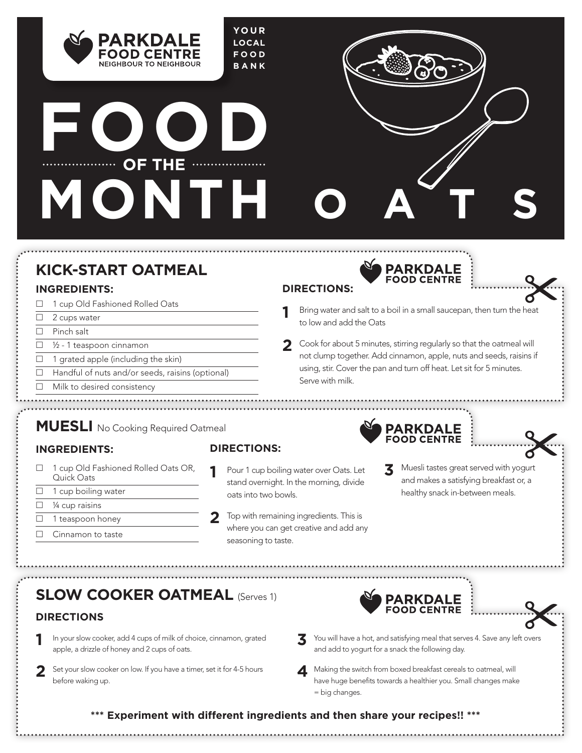PARKDALE FOOD CENTRE
NEIGHBOUR TO NEIGHBOUR

YOUR LOCAL FOOD BANK

# FOOD OF THE MONTH OATS

## KICK-START OATMEAL

### INGREDIENTS:

- ☐ 1 cup Old Fashioned Rolled Oats
- ☐ 2 cups water
- ☐ Pinch salt
- ☐ ½ - 1 teaspoon cinnamon
- ☐ 1 grated apple (including the skin)
- ☐ Handful of nuts and/or seeds, raisins (optional)
- ☐ Milk to desired consistency

### DIRECTIONS:

1. Bring water and salt to a boil in a small saucepan, then turn the heat to low and add the Oats
2. Cook for about 5 minutes, stirring regularly so that the oatmeal will not clump together. Add cinnamon, apple, nuts and seeds, raisins if using, stir. Cover the pan and turn off heat. Let sit for 5 minutes. Serve with milk.

PARKDALE FOOD CENTRE

## MUESLI No Cooking Required Oatmeal

### INGREDIENTS:

- ☐ 1 cup Old Fashioned Rolled Oats OR, Quick Oats
- ☐ 1 cup boiling water
- ☐ ¼ cup raisins
- ☐ 1 teaspoon honey
- ☐ Cinnamon to taste

### DIRECTIONS:

1. Pour 1 cup boiling water over Oats. Let stand overnight. In the morning, divide oats into two bowls.
2. Top with remaining ingredients. This is where you can get creative and add any seasoning to taste.
3. Muesli tastes great served with yogurt and makes a satisfying breakfast or, a healthy snack in-between meals.

PARKDALE FOOD CENTRE

## SLOW COOKER OATMEAL (Serves 1)

### DIRECTIONS

1. In your slow cooker, add 4 cups of milk of choice, cinnamon, grated apple, a drizzle of honey and 2 cups of oats.
2. Set your slow cooker on low. If you have a timer, set it for 4-5 hours before waking up.
3. You will have a hot, and satisfying meal that serves 4. Save any left overs and add to yogurt for a snack the following day.
4. Making the switch from boxed breakfast cereals to oatmeal, will have huge benefits towards a healthier you. Small changes make = big changes.

PARKDALE FOOD CENTRE

**\*\*\* Experiment with different ingredients and then share your recipes!! \*\*\***